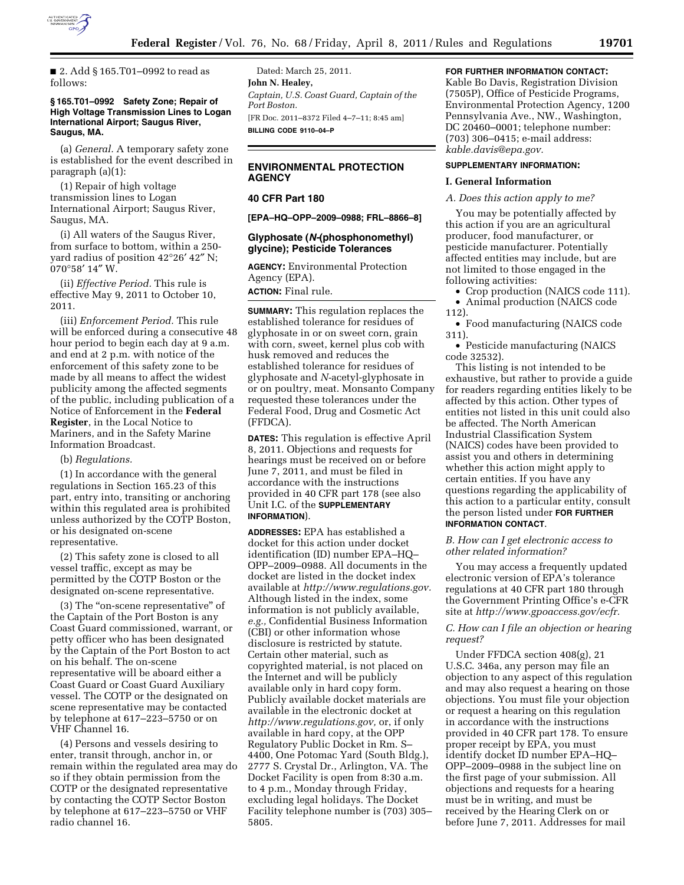■ 2. Add § 165.T01–0992 to read as follows:

**§ 165.T01–0992 Safety Zone; Repair of High Voltage Transmission Lines to Logan International Airport; Saugus River, Saugus, MA.**

(a) *General.* A temporary safety zone is established for the event described in paragraph (a)(1):

(1) Repair of high voltage transmission lines to Logan International Airport; Saugus River, Saugus, MA.

(i) All waters of the Saugus River, from surface to bottom, within a 250-yard radius of position 42°26′ 42″ N; 070°58′ 14″ W.

(ii) *Effective Period.* This rule is effective May 9, 2011 to October 10, 2011.

(iii) *Enforcement Period.* This rule will be enforced during a consecutive 48 hour period to begin each day at 9 a.m. and end at 2 p.m. with notice of the enforcement of this safety zone to be made by all means to affect the widest publicity among the affected segments of the public, including publication of a Notice of Enforcement in the **Federal Register**, in the Local Notice to Mariners, and in the Safety Marine Information Broadcast.

(b) *Regulations.*

(1) In accordance with the general regulations in Section 165.23 of this part, entry into, transiting or anchoring within this regulated area is prohibited unless authorized by the COTP Boston, or his designated on-scene representative.

(2) This safety zone is closed to all vessel traffic, except as may be permitted by the COTP Boston or the designated on-scene representative.

(3) The "on-scene representative" of the Captain of the Port Boston is any Coast Guard commissioned, warrant, or petty officer who has been designated by the Captain of the Port Boston to act on his behalf. The on-scene representative will be aboard either a Coast Guard or Coast Guard Auxiliary vessel. The COTP or the designated on scene representative may be contacted by telephone at 617–223–5750 or on VHF Channel 16.

(4) Persons and vessels desiring to enter, transit through, anchor in, or remain within the regulated area may do so if they obtain permission from the COTP or the designated representative by contacting the COTP Sector Boston by telephone at 617–223–5750 or VHF radio channel 16.

Dated: March 25, 2011.

**John N. Healey,**

*Captain, U.S. Coast Guard, Captain of the Port Boston.*

[FR Doc. 2011–8372 Filed 4–7–11; 8:45 am]

**BILLING CODE 9110–04–P**

---

## ENVIRONMENTAL PROTECTION AGENCY

### 40 CFR Part 180

**[EPA–HQ–OPP–2009–0988; FRL–8866–8]**

### Glyphosate (*N*-(phosphonomethyl) glycine); Pesticide Tolerances

**AGENCY:** Environmental Protection Agency (EPA).

**ACTION:** Final rule.

**SUMMARY:** This regulation replaces the established tolerance for residues of glyphosate in or on sweet corn, grain with corn, sweet, kernel plus cob with husk removed and reduces the established tolerance for residues of glyphosate and *N*-acetyl-glyphosate in or on poultry, meat. Monsanto Company requested these tolerances under the Federal Food, Drug and Cosmetic Act (FFDCA).

**DATES:** This regulation is effective April 8, 2011. Objections and requests for hearings must be received on or before June 7, 2011, and must be filed in accordance with the instructions provided in 40 CFR part 178 (see also Unit I.C. of the **SUPPLEMENTARY INFORMATION**).

**ADDRESSES:** EPA has established a docket for this action under docket identification (ID) number EPA–HQ–OPP–2009–0988. All documents in the docket are listed in the docket index available at *http://www.regulations.gov.* Although listed in the index, some information is not publicly available, *e.g.,* Confidential Business Information (CBI) or other information whose disclosure is restricted by statute. Certain other material, such as copyrighted material, is not placed on the Internet and will be publicly available only in hard copy form. Publicly available docket materials are available in the electronic docket at *http://www.regulations.gov,* or, if only available in hard copy, at the OPP Regulatory Public Docket in Rm. S–4400, One Potomac Yard (South Bldg.), 2777 S. Crystal Dr., Arlington, VA. The Docket Facility is open from 8:30 a.m. to 4 p.m., Monday through Friday, excluding legal holidays. The Docket Facility telephone number is (703) 305–5805.

**FOR FURTHER INFORMATION CONTACT:** Kable Bo Davis, Registration Division (7505P), Office of Pesticide Programs, Environmental Protection Agency, 1200 Pennsylvania Ave., NW., Washington, DC 20460–0001; telephone number: (703) 306–0415; e-mail address: *kable.davis@epa.gov.*

**SUPPLEMENTARY INFORMATION:**

#### I. General Information

*A. Does this action apply to me?*

You may be potentially affected by this action if you are an agricultural producer, food manufacturer, or pesticide manufacturer. Potentially affected entities may include, but are not limited to those engaged in the following activities:

- Crop production (NAICS code 111).
- Animal production (NAICS code 112).
- Food manufacturing (NAICS code 311).
- Pesticide manufacturing (NAICS code 32532).

This listing is not intended to be exhaustive, but rather to provide a guide for readers regarding entities likely to be affected by this action. Other types of entities not listed in this unit could also be affected. The North American Industrial Classification System (NAICS) codes have been provided to assist you and others in determining whether this action might apply to certain entities. If you have any questions regarding the applicability of this action to a particular entity, consult the person listed under **FOR FURTHER INFORMATION CONTACT**.

*B. How can I get electronic access to other related information?*

You may access a frequently updated electronic version of EPA's tolerance regulations at 40 CFR part 180 through the Government Printing Office's e-CFR site at *http://www.gpoaccess.gov/ecfr.*

*C. How can I file an objection or hearing request?*

Under FFDCA section 408(g), 21 U.S.C. 346a, any person may file an objection to any aspect of this regulation and may also request a hearing on those objections. You must file your objection or request a hearing on this regulation in accordance with the instructions provided in 40 CFR part 178. To ensure proper receipt by EPA, you must identify docket ID number EPA–HQ–OPP–2009–0988 in the subject line on the first page of your submission. All objections and requests for a hearing must be in writing, and must be received by the Hearing Clerk on or before June 7, 2011. Addresses for mail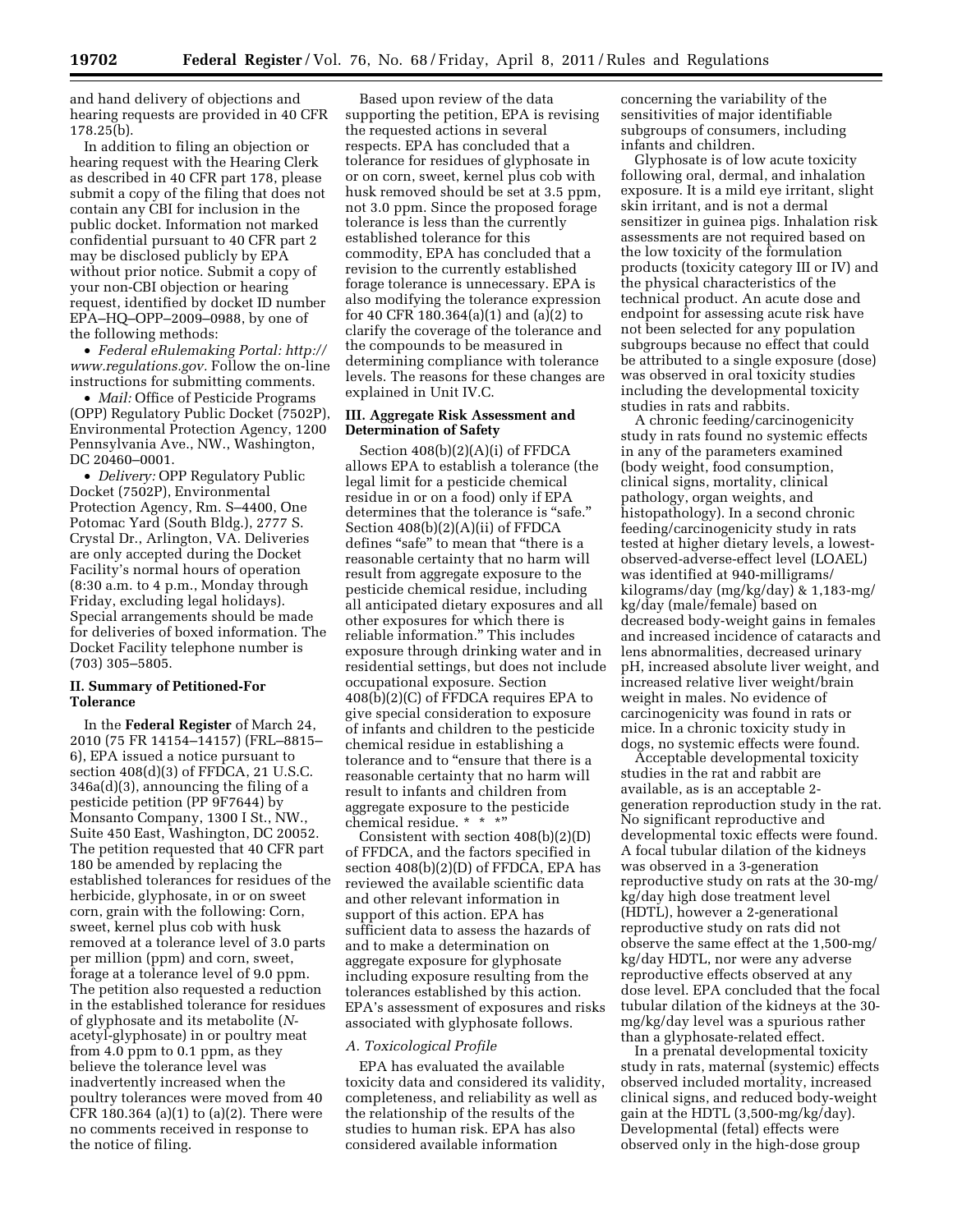and hand delivery of objections and hearing requests are provided in 40 CFR 178.25(b).

In addition to filing an objection or hearing request with the Hearing Clerk as described in 40 CFR part 178, please submit a copy of the filing that does not contain any CBI for inclusion in the public docket. Information not marked confidential pursuant to 40 CFR part 2 may be disclosed publicly by EPA without prior notice. Submit a copy of your non-CBI objection or hearing request, identified by docket ID number EPA–HQ–OPP–2009–0988, by one of the following methods:

- *Federal eRulemaking Portal: http://www.regulations.gov.* Follow the on-line instructions for submitting comments.
- *Mail:* Office of Pesticide Programs (OPP) Regulatory Public Docket (7502P), Environmental Protection Agency, 1200 Pennsylvania Ave., NW., Washington, DC 20460–0001.
- *Delivery:* OPP Regulatory Public Docket (7502P), Environmental Protection Agency, Rm. S–4400, One Potomac Yard (South Bldg.), 2777 S. Crystal Dr., Arlington, VA. Deliveries are only accepted during the Docket Facility's normal hours of operation (8:30 a.m. to 4 p.m., Monday through Friday, excluding legal holidays). Special arrangements should be made for deliveries of boxed information. The Docket Facility telephone number is (703) 305–5805.

## II. Summary of Petitioned-For Tolerance

In the **Federal Register** of March 24, 2010 (75 FR 14154–14157) (FRL–8815–6), EPA issued a notice pursuant to section 408(d)(3) of FFDCA, 21 U.S.C. 346a(d)(3), announcing the filing of a pesticide petition (PP 9F7644) by Monsanto Company, 1300 I St., NW., Suite 450 East, Washington, DC 20052. The petition requested that 40 CFR part 180 be amended by replacing the established tolerances for residues of the herbicide, glyphosate, in or on sweet corn, grain with the following: Corn, sweet, kernel plus cob with husk removed at a tolerance level of 3.0 parts per million (ppm) and corn, sweet, forage at a tolerance level of 9.0 ppm. The petition also requested a reduction in the established tolerance for residues of glyphosate and its metabolite (*N*-acetyl-glyphosate) in or poultry meat from 4.0 ppm to 0.1 ppm, as they believe the tolerance level was inadvertently increased when the poultry tolerances were moved from 40 CFR 180.364 (a)(1) to (a)(2). There were no comments received in response to the notice of filing.

Based upon review of the data supporting the petition, EPA is revising the requested actions in several respects. EPA has concluded that a tolerance for residues of glyphosate in or on corn, sweet, kernel plus cob with husk removed should be set at 3.5 ppm, not 3.0 ppm. Since the proposed forage tolerance is less than the currently established tolerance for this commodity, EPA has concluded that a revision to the currently established forage tolerance is unnecessary. EPA is also modifying the tolerance expression for 40 CFR 180.364(a)(1) and (a)(2) to clarify the coverage of the tolerance and the compounds to be measured in determining compliance with tolerance levels. The reasons for these changes are explained in Unit IV.C.

## III. Aggregate Risk Assessment and Determination of Safety

Section 408(b)(2)(A)(i) of FFDCA allows EPA to establish a tolerance (the legal limit for a pesticide chemical residue in or on a food) only if EPA determines that the tolerance is "safe." Section 408(b)(2)(A)(ii) of FFDCA defines "safe" to mean that "there is a reasonable certainty that no harm will result from aggregate exposure to the pesticide chemical residue, including all anticipated dietary exposures and all other exposures for which there is reliable information." This includes exposure through drinking water and in residential settings, but does not include occupational exposure. Section 408(b)(2)(C) of FFDCA requires EPA to give special consideration to exposure of infants and children to the pesticide chemical residue in establishing a tolerance and to "ensure that there is a reasonable certainty that no harm will result to infants and children from aggregate exposure to the pesticide chemical residue. * * *"

Consistent with section 408(b)(2)(D) of FFDCA, and the factors specified in section 408(b)(2)(D) of FFDCA, EPA has reviewed the available scientific data and other relevant information in support of this action. EPA has sufficient data to assess the hazards of and to make a determination on aggregate exposure for glyphosate including exposure resulting from the tolerances established by this action. EPA's assessment of exposures and risks associated with glyphosate follows.

### *A. Toxicological Profile*

EPA has evaluated the available toxicity data and considered its validity, completeness, and reliability as well as the relationship of the results of the studies to human risk. EPA has also considered available information concerning the variability of the sensitivities of major identifiable subgroups of consumers, including infants and children.

Glyphosate is of low acute toxicity following oral, dermal, and inhalation exposure. It is a mild eye irritant, slight skin irritant, and is not a dermal sensitizer in guinea pigs. Inhalation risk assessments are not required based on the low toxicity of the formulation products (toxicity category III or IV) and the physical characteristics of the technical product. An acute dose and endpoint for assessing acute risk have not been selected for any population subgroups because no effect that could be attributed to a single exposure (dose) was observed in oral toxicity studies including the developmental toxicity studies in rats and rabbits.

A chronic feeding/carcinogenicity study in rats found no systemic effects in any of the parameters examined (body weight, food consumption, clinical signs, mortality, clinical pathology, organ weights, and histopathology). In a second chronic feeding/carcinogenicity study in rats tested at higher dietary levels, a lowest-observed-adverse-effect level (LOAEL) was identified at 940-milligrams/kilograms/day (mg/kg/day) & 1,183-mg/kg/day (male/female) based on decreased body-weight gains in females and increased incidence of cataracts and lens abnormalities, decreased urinary pH, increased absolute liver weight, and increased relative liver weight/brain weight in males. No evidence of carcinogenicity was found in rats or mice. In a chronic toxicity study in dogs, no systemic effects were found.

Acceptable developmental toxicity studies in the rat and rabbit are available, as is an acceptable 2-generation reproduction study in the rat. No significant reproductive and developmental toxic effects were found. A focal tubular dilation of the kidneys was observed in a 3-generation reproductive study on rats at the 30-mg/kg/day high dose treatment level (HDTL), however a 2-generational reproductive study on rats did not observe the same effect at the 1,500-mg/kg/day HDTL, nor were any adverse reproductive effects observed at any dose level. EPA concluded that the focal tubular dilation of the kidneys at the 30-mg/kg/day level was a spurious rather than a glyphosate-related effect.

In a prenatal developmental toxicity study in rats, maternal (systemic) effects observed included mortality, increased clinical signs, and reduced body-weight gain at the HDTL (3,500-mg/kg/day). Developmental (fetal) effects were observed only in the high-dose group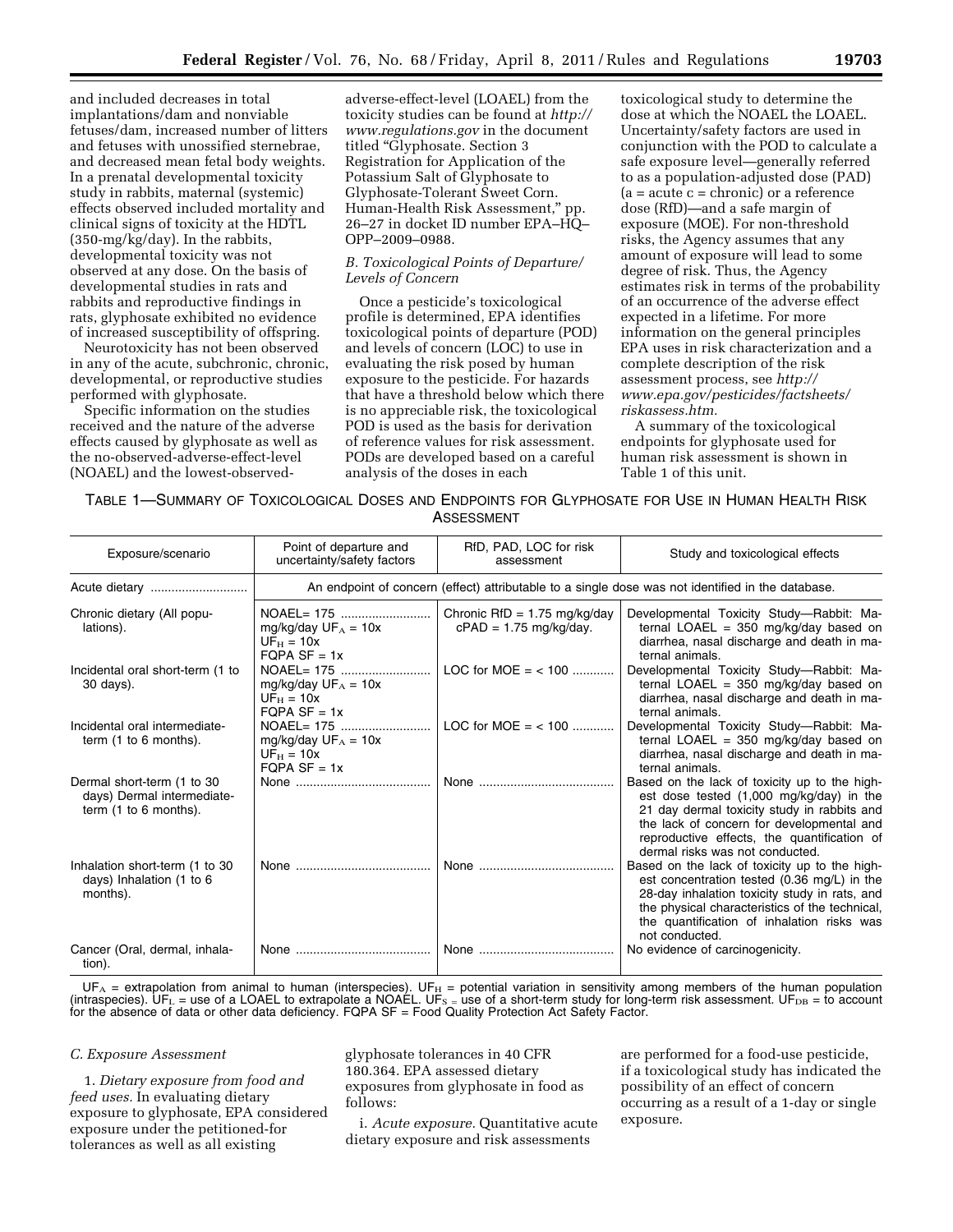and included decreases in total implantations/dam and nonviable fetuses/dam, increased number of litters and fetuses with unossified sternebrae, and decreased mean fetal body weights. In a prenatal developmental toxicity study in rabbits, maternal (systemic) effects observed included mortality and clinical signs of toxicity at the HDTL (350-mg/kg/day). In the rabbits, developmental toxicity was not observed at any dose. On the basis of developmental studies in rats and rabbits and reproductive findings in rats, glyphosate exhibited no evidence of increased susceptibility of offspring.

Neurotoxicity has not been observed in any of the acute, subchronic, chronic, developmental, or reproductive studies performed with glyphosate.

Specific information on the studies received and the nature of the adverse effects caused by glyphosate as well as the no-observed-adverse-effect-level (NOAEL) and the lowest-observed-adverse-effect-level (LOAEL) from the toxicity studies can be found at *http://www.regulations.gov* in the document titled "Glyphosate. Section 3 Registration for Application of the Potassium Salt of Glyphosate to Glyphosate-Tolerant Sweet Corn. Human-Health Risk Assessment," pp. 26–27 in docket ID number EPA–HQ–OPP–2009–0988.

### *B. Toxicological Points of Departure/Levels of Concern*

Once a pesticide's toxicological profile is determined, EPA identifies toxicological points of departure (POD) and levels of concern (LOC) to use in evaluating the risk posed by human exposure to the pesticide. For hazards that have a threshold below which there is no appreciable risk, the toxicological POD is used as the basis for derivation of reference values for risk assessment. PODs are developed based on a careful analysis of the doses in each toxicological study to determine the dose at which the NOAEL the LOAEL. Uncertainty/safety factors are used in conjunction with the POD to calculate a safe exposure level—generally referred to as a population-adjusted dose (PAD) (a = acute c = chronic) or a reference dose (RfD)—and a safe margin of exposure (MOE). For non-threshold risks, the Agency assumes that any amount of exposure will lead to some degree of risk. Thus, the Agency estimates risk in terms of the probability of an occurrence of the adverse effect expected in a lifetime. For more information on the general principles EPA uses in risk characterization and a complete description of the risk assessment process, see *http://www.epa.gov/pesticides/factsheets/riskassess.htm.*

A summary of the toxicological endpoints for glyphosate used for human risk assessment is shown in Table 1 of this unit.

TABLE 1—SUMMARY OF TOXICOLOGICAL DOSES AND ENDPOINTS FOR GLYPHOSATE FOR USE IN HUMAN HEALTH RISK ASSESSMENT

| Exposure/scenario | Point of departure and uncertainty/safety factors | RfD, PAD, LOC for risk assessment | Study and toxicological effects |
|---|---|---|---|
| Acute dietary | An endpoint of concern (effect) attributable to a single dose was not identified in the database. | | |
| Chronic dietary (All populations). | NOAEL= 175 mg/kg/day $UF_A$ = 10x $UF_H$ = 10x FQPA SF = 1x | Chronic RfD = 1.75 mg/kg/day cPAD = 1.75 mg/kg/day. | Developmental Toxicity Study—Rabbit: Maternal LOAEL = 350 mg/kg/day based on diarrhea, nasal discharge and death in maternal animals. |
| Incidental oral short-term (1 to 30 days). | NOAEL= 175 mg/kg/day $UF_A$ = 10x $UF_H$ = 10x FQPA SF = 1x | LOC for MOE = < 100 | Developmental Toxicity Study—Rabbit: Maternal LOAEL = 350 mg/kg/day based on diarrhea, nasal discharge and death in maternal animals. |
| Incidental oral intermediate-term (1 to 6 months). | NOAEL= 175 mg/kg/day $UF_A$ = 10x $UF_H$ = 10x FQPA SF = 1x | LOC for MOE = < 100 | Developmental Toxicity Study—Rabbit: Maternal LOAEL = 350 mg/kg/day based on diarrhea, nasal discharge and death in maternal animals. |
| Dermal short-term (1 to 30 days) Dermal intermediate-term (1 to 6 months). | None | None | Based on the lack of toxicity up to the highest dose tested (1,000 mg/kg/day) in the 21 day dermal toxicity study in rabbits and the lack of concern for developmental and reproductive effects, the quantification of dermal risks was not conducted. |
| Inhalation short-term (1 to 30 days) Inhalation (1 to 6 months). | None | None | Based on the lack of toxicity up to the highest concentration tested (0.36 mg/L) in the 28-day inhalation toxicity study in rats, and the physical characteristics of the technical, the quantification of inhalation risks was not conducted. |
| Cancer (Oral, dermal, inhalation). | None | None | No evidence of carcinogenicity. |

$UF_A$ = extrapolation from animal to human (interspecies). $UF_H$ = potential variation in sensitivity among members of the human population (intraspecies). $UF_L$ = use of a LOAEL to extrapolate a NOAEL. $UF_S$ = use of a short-term study for long-term risk assessment. $UF_{DB}$ = to account for the absence of data or other data deficiency. FQPA SF = Food Quality Protection Act Safety Factor.

### *C. Exposure Assessment*

1. *Dietary exposure from food and feed uses.* In evaluating dietary exposure to glyphosate, EPA considered exposure under the petitioned-for tolerances as well as all existing glyphosate tolerances in 40 CFR 180.364. EPA assessed dietary exposures from glyphosate in food as follows:

i. *Acute exposure.* Quantitative acute dietary exposure and risk assessments are performed for a food-use pesticide, if a toxicological study has indicated the possibility of an effect of concern occurring as a result of a 1-day or single exposure.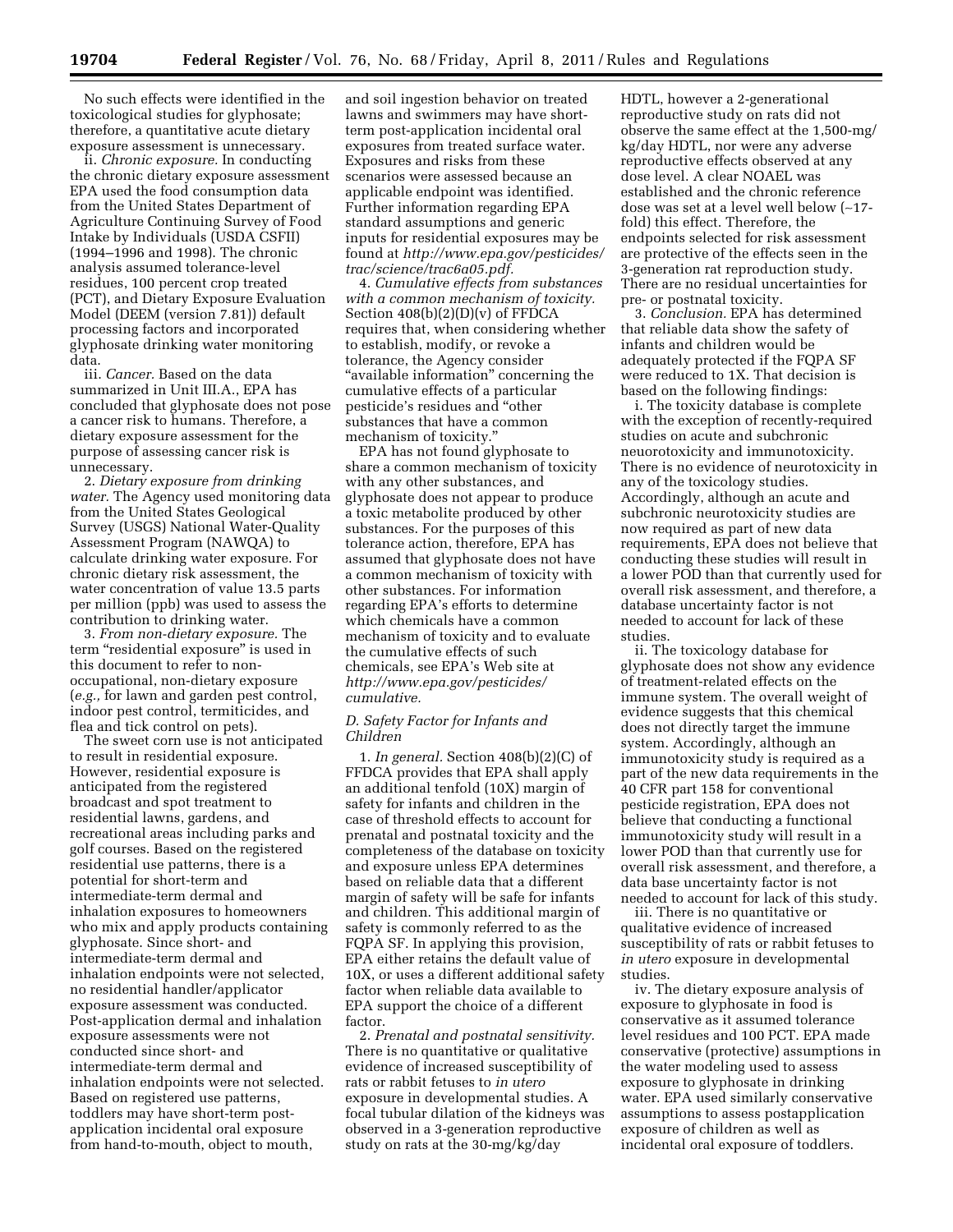No such effects were identified in the toxicological studies for glyphosate; therefore, a quantitative acute dietary exposure assessment is unnecessary.

ii. *Chronic exposure.* In conducting the chronic dietary exposure assessment EPA used the food consumption data from the United States Department of Agriculture Continuing Survey of Food Intake by Individuals (USDA CSFII) (1994–1996 and 1998). The chronic analysis assumed tolerance-level residues, 100 percent crop treated (PCT), and Dietary Exposure Evaluation Model (DEEM (version 7.81)) default processing factors and incorporated glyphosate drinking water monitoring data.

iii. *Cancer.* Based on the data summarized in Unit III.A., EPA has concluded that glyphosate does not pose a cancer risk to humans. Therefore, a dietary exposure assessment for the purpose of assessing cancer risk is unnecessary.

2. *Dietary exposure from drinking water.* The Agency used monitoring data from the United States Geological Survey (USGS) National Water-Quality Assessment Program (NAWQA) to calculate drinking water exposure. For chronic dietary risk assessment, the water concentration of value 13.5 parts per million (ppb) was used to assess the contribution to drinking water.

3. *From non-dietary exposure.* The term "residential exposure" is used in this document to refer to non-occupational, non-dietary exposure (*e.g.,* for lawn and garden pest control, indoor pest control, termiticides, and flea and tick control on pets).

The sweet corn use is not anticipated to result in residential exposure. However, residential exposure is anticipated from the registered broadcast and spot treatment to residential lawns, gardens, and recreational areas including parks and golf courses. Based on the registered residential use patterns, there is a potential for short-term and intermediate-term dermal and inhalation exposures to homeowners who mix and apply products containing glyphosate. Since short- and intermediate-term dermal and inhalation endpoints were not selected, no residential handler/applicator exposure assessment was conducted. Post-application dermal and inhalation exposure assessments were not conducted since short- and intermediate-term dermal and inhalation endpoints were not selected. Based on registered use patterns, toddlers may have short-term post-application incidental oral exposure from hand-to-mouth, object to mouth, and soil ingestion behavior on treated lawns and swimmers may have short-term post-application incidental oral exposures from treated surface water. Exposures and risks from these scenarios were assessed because an applicable endpoint was identified. Further information regarding EPA standard assumptions and generic inputs for residential exposures may be found at *http://www.epa.gov/pesticides/trac/science/trac6a05.pdf.*

4. *Cumulative effects from substances with a common mechanism of toxicity.* Section 408(b)(2)(D)(v) of FFDCA requires that, when considering whether to establish, modify, or revoke a tolerance, the Agency consider "available information" concerning the cumulative effects of a particular pesticide's residues and "other substances that have a common mechanism of toxicity."

EPA has not found glyphosate to share a common mechanism of toxicity with any other substances, and glyphosate does not appear to produce a toxic metabolite produced by other substances. For the purposes of this tolerance action, therefore, EPA has assumed that glyphosate does not have a common mechanism of toxicity with other substances. For information regarding EPA's efforts to determine which chemicals have a common mechanism of toxicity and to evaluate the cumulative effects of such chemicals, see EPA's Web site at *http://www.epa.gov/pesticides/cumulative.*

### *D. Safety Factor for Infants and Children*

1. *In general.* Section 408(b)(2)(C) of FFDCA provides that EPA shall apply an additional tenfold (10X) margin of safety for infants and children in the case of threshold effects to account for prenatal and postnatal toxicity and the completeness of the database on toxicity and exposure unless EPA determines based on reliable data that a different margin of safety will be safe for infants and children. This additional margin of safety is commonly referred to as the FQPA SF. In applying this provision, EPA either retains the default value of 10X, or uses a different additional safety factor when reliable data available to EPA support the choice of a different factor.

2. *Prenatal and postnatal sensitivity.* There is no quantitative or qualitative evidence of increased susceptibility of rats or rabbit fetuses to *in utero* exposure in developmental studies. A focal tubular dilation of the kidneys was observed in a 3-generation reproductive study on rats at the 30-mg/kg/day HDTL, however a 2-generational reproductive study on rats did not observe the same effect at the 1,500-mg/kg/day HDTL, nor were any adverse reproductive effects observed at any dose level. A clear NOAEL was established and the chronic reference dose was set at a level well below (~17-fold) this effect. Therefore, the endpoints selected for risk assessment are protective of the effects seen in the 3-generation rat reproduction study. There are no residual uncertainties for pre- or postnatal toxicity.

3. *Conclusion.* EPA has determined that reliable data show the safety of infants and children would be adequately protected if the FQPA SF were reduced to 1X. That decision is based on the following findings:

i. The toxicity database is complete with the exception of recently-required studies on acute and subchronic neurotoxicity and immunotoxicity. There is no evidence of neurotoxicity in any of the toxicology studies. Accordingly, although an acute and subchronic neurotoxicity studies are now required as part of new data requirements, EPA does not believe that conducting these studies will result in a lower POD than that currently used for overall risk assessment, and therefore, a database uncertainty factor is not needed to account for lack of these studies.

ii. The toxicology database for glyphosate does not show any evidence of treatment-related effects on the immune system. The overall weight of evidence suggests that this chemical does not directly target the immune system. Accordingly, although an immunotoxicity study is required as a part of the new data requirements in the 40 CFR part 158 for conventional pesticide registration, EPA does not believe that conducting a functional immunotoxicity study will result in a lower POD than that currently use for overall risk assessment, and therefore, a data base uncertainty factor is not needed to account for lack of this study.

iii. There is no quantitative or qualitative evidence of increased susceptibility of rats or rabbit fetuses to *in utero* exposure in developmental studies.

iv. The dietary exposure analysis of exposure to glyphosate in food is conservative as it assumed tolerance level residues and 100 PCT. EPA made conservative (protective) assumptions in the water modeling used to assess exposure to glyphosate in drinking water. EPA used similarly conservative assumptions to assess postapplication exposure of children as well as incidental oral exposure of toddlers.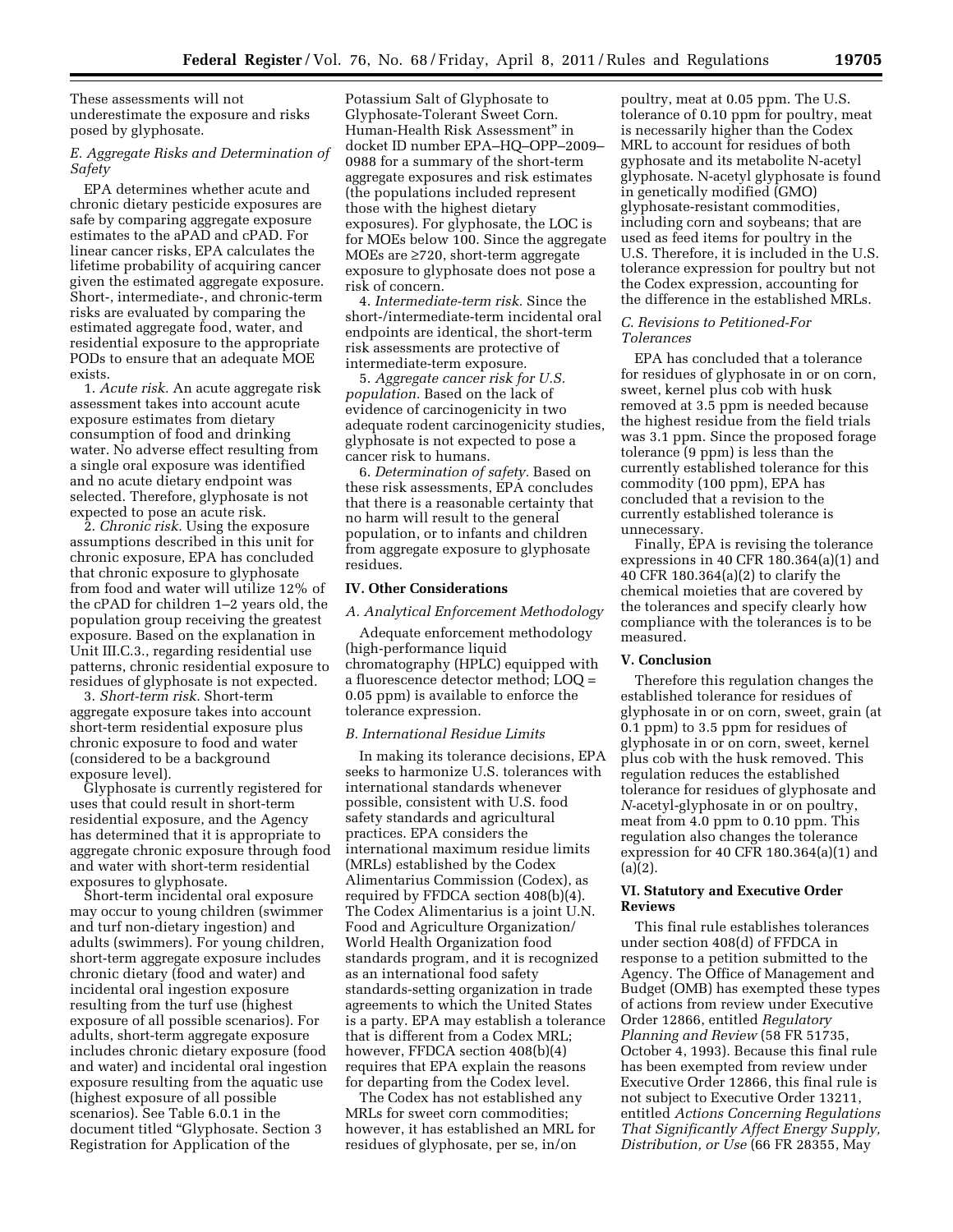These assessments will not underestimate the exposure and risks posed by glyphosate.

*E. Aggregate Risks and Determination of Safety*

EPA determines whether acute and chronic dietary pesticide exposures are safe by comparing aggregate exposure estimates to the aPAD and cPAD. For linear cancer risks, EPA calculates the lifetime probability of acquiring cancer given the estimated aggregate exposure. Short-, intermediate-, and chronic-term risks are evaluated by comparing the estimated aggregate food, water, and residential exposure to the appropriate PODs to ensure that an adequate MOE exists.

1. *Acute risk.* An acute aggregate risk assessment takes into account acute exposure estimates from dietary consumption of food and drinking water. No adverse effect resulting from a single oral exposure was identified and no acute dietary endpoint was selected. Therefore, glyphosate is not expected to pose an acute risk.

2. *Chronic risk.* Using the exposure assumptions described in this unit for chronic exposure, EPA has concluded that chronic exposure to glyphosate from food and water will utilize 12% of the cPAD for children 1–2 years old, the population group receiving the greatest exposure. Based on the explanation in Unit III.C.3., regarding residential use patterns, chronic residential exposure to residues of glyphosate is not expected.

3. *Short-term risk.* Short-term aggregate exposure takes into account short-term residential exposure plus chronic exposure to food and water (considered to be a background exposure level).

Glyphosate is currently registered for uses that could result in short-term residential exposure, and the Agency has determined that it is appropriate to aggregate chronic exposure through food and water with short-term residential exposures to glyphosate.

Short-term incidental oral exposure may occur to young children (swimmer and turf non-dietary ingestion) and adults (swimmers). For young children, short-term aggregate exposure includes chronic dietary (food and water) and incidental oral ingestion exposure resulting from the turf use (highest exposure of all possible scenarios). For adults, short-term aggregate exposure includes chronic dietary exposure (food and water) and incidental oral ingestion exposure resulting from the aquatic use (highest exposure of all possible scenarios). See Table 6.0.1 in the document titled "Glyphosate. Section 3 Registration for Application of the Potassium Salt of Glyphosate to Glyphosate-Tolerant Sweet Corn. Human-Health Risk Assessment" in docket ID number EPA–HQ–OPP–2009–0988 for a summary of the short-term aggregate exposures and risk estimates (the populations included represent those with the highest dietary exposures). For glyphosate, the LOC is for MOEs below 100. Since the aggregate MOEs are ≥720, short-term aggregate exposure to glyphosate does not pose a risk of concern.

4. *Intermediate-term risk.* Since the short-/intermediate-term incidental oral endpoints are identical, the short-term risk assessments are protective of intermediate-term exposure.

5. *Aggregate cancer risk for U.S. population.* Based on the lack of evidence of carcinogenicity in two adequate rodent carcinogenicity studies, glyphosate is not expected to pose a cancer risk to humans.

6. *Determination of safety.* Based on these risk assessments, EPA concludes that there is a reasonable certainty that no harm will result to the general population, or to infants and children from aggregate exposure to glyphosate residues.

## IV. Other Considerations

*A. Analytical Enforcement Methodology*

Adequate enforcement methodology (high-performance liquid chromatography (HPLC) equipped with a fluorescence detector method; LOQ = 0.05 ppm) is available to enforce the tolerance expression.

*B. International Residue Limits*

In making its tolerance decisions, EPA seeks to harmonize U.S. tolerances with international standards whenever possible, consistent with U.S. food safety standards and agricultural practices. EPA considers the international maximum residue limits (MRLs) established by the Codex Alimentarius Commission (Codex), as required by FFDCA section 408(b)(4). The Codex Alimentarius is a joint U.N. Food and Agriculture Organization/World Health Organization food standards program, and it is recognized as an international food safety standards-setting organization in trade agreements to which the United States is a party. EPA may establish a tolerance that is different from a Codex MRL; however, FFDCA section 408(b)(4) requires that EPA explain the reasons for departing from the Codex level.

The Codex has not established any MRLs for sweet corn commodities; however, it has established an MRL for residues of glyphosate, per se, in/on poultry, meat at 0.05 ppm. The U.S. tolerance of 0.10 ppm for poultry, meat is necessarily higher than the Codex MRL to account for residues of both gyphosate and its metabolite N-acetyl glyphosate. N-acetyl glyphosate is found in genetically modified (GMO) glyphosate-resistant commodities, including corn and soybeans; that are used as feed items for poultry in the U.S. Therefore, it is included in the U.S. tolerance expression for poultry but not the Codex expression, accounting for the difference in the established MRLs.

*C. Revisions to Petitioned-For Tolerances*

EPA has concluded that a tolerance for residues of glyphosate in or on corn, sweet, kernel plus cob with husk removed at 3.5 ppm is needed because the highest residue from the field trials was 3.1 ppm. Since the proposed forage tolerance (9 ppm) is less than the currently established tolerance for this commodity (100 ppm), EPA has concluded that a revision to the currently established tolerance is unnecessary.

Finally, EPA is revising the tolerance expressions in 40 CFR 180.364(a)(1) and 40 CFR 180.364(a)(2) to clarify the chemical moieties that are covered by the tolerances and specify clearly how compliance with the tolerances is to be measured.

## V. Conclusion

Therefore this regulation changes the established tolerance for residues of glyphosate in or on corn, sweet, grain (at 0.1 ppm) to 3.5 ppm for residues of glyphosate in or on corn, sweet, kernel plus cob with the husk removed. This regulation reduces the established tolerance for residues of glyphosate and *N*-acetyl-glyphosate in or on poultry, meat from 4.0 ppm to 0.10 ppm. This regulation also changes the tolerance expression for 40 CFR 180.364(a)(1) and (a)(2).

## VI. Statutory and Executive Order Reviews

This final rule establishes tolerances under section 408(d) of FFDCA in response to a petition submitted to the Agency. The Office of Management and Budget (OMB) has exempted these types of actions from review under Executive Order 12866, entitled *Regulatory Planning and Review* (58 FR 51735, October 4, 1993). Because this final rule has been exempted from review under Executive Order 12866, this final rule is not subject to Executive Order 13211, entitled *Actions Concerning Regulations That Significantly Affect Energy Supply, Distribution, or Use* (66 FR 28355, May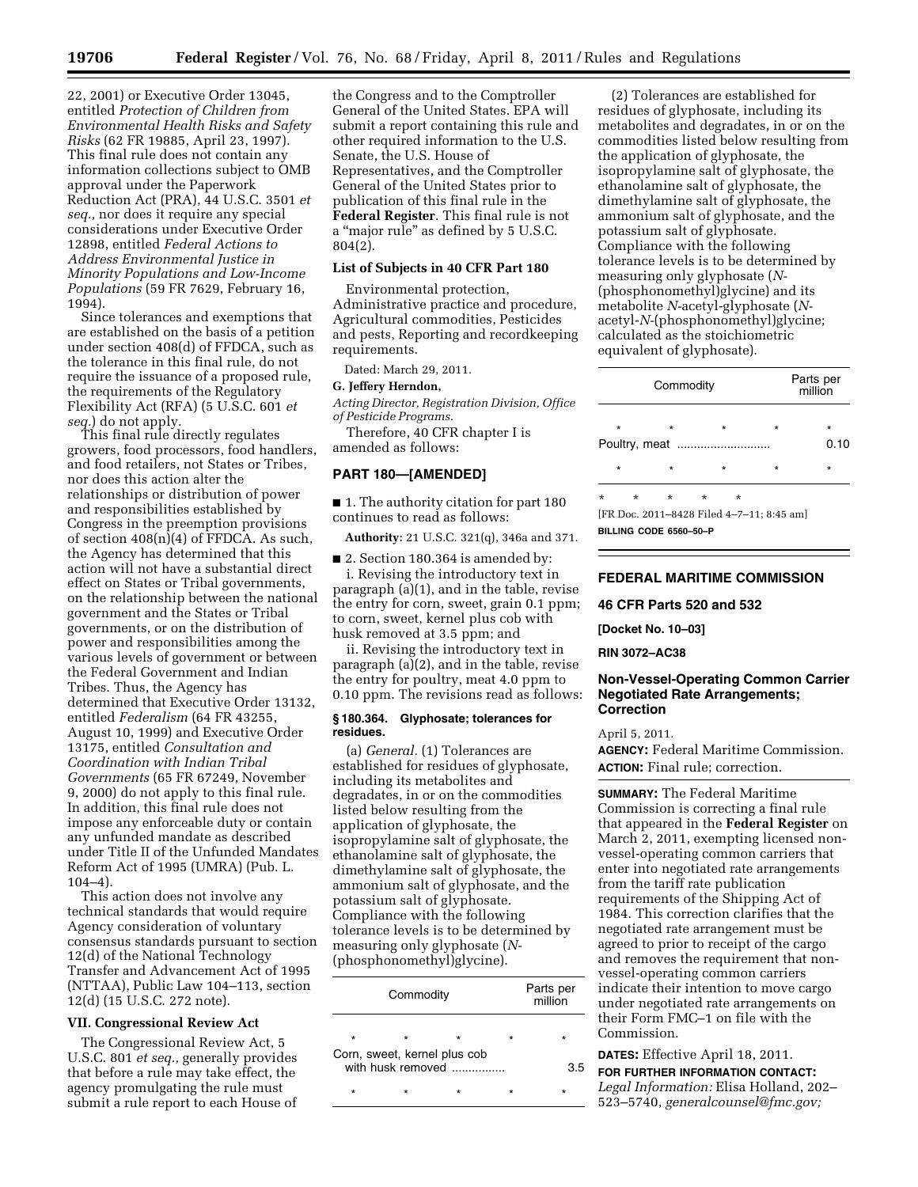22, 2001) or Executive Order 13045, entitled *Protection of Children from Environmental Health Risks and Safety Risks* (62 FR 19885, April 23, 1997). This final rule does not contain any information collections subject to OMB approval under the Paperwork Reduction Act (PRA), 44 U.S.C. 3501 *et seq.,* nor does it require any special considerations under Executive Order 12898, entitled *Federal Actions to Address Environmental Justice in Minority Populations and Low-Income Populations* (59 FR 7629, February 16, 1994).

Since tolerances and exemptions that are established on the basis of a petition under section 408(d) of FFDCA, such as the tolerance in this final rule, do not require the issuance of a proposed rule, the requirements of the Regulatory Flexibility Act (RFA) (5 U.S.C. 601 *et seq.*) do not apply.

This final rule directly regulates growers, food processors, food handlers, and food retailers, not States or Tribes, nor does this action alter the relationships or distribution of power and responsibilities established by Congress in the preemption provisions of section 408(n)(4) of FFDCA. As such, the Agency has determined that this action will not have a substantial direct effect on States or Tribal governments, on the relationship between the national government and the States or Tribal governments, or on the distribution of power and responsibilities among the various levels of government or between the Federal Government and Indian Tribes. Thus, the Agency has determined that Executive Order 13132, entitled *Federalism* (64 FR 43255, August 10, 1999) and Executive Order 13175, entitled *Consultation and Coordination with Indian Tribal Governments* (65 FR 67249, November 9, 2000) do not apply to this final rule. In addition, this final rule does not impose any enforceable duty or contain any unfunded mandate as described under Title II of the Unfunded Mandates Reform Act of 1995 (UMRA) (Pub. L. 104–4).

This action does not involve any technical standards that would require Agency consideration of voluntary consensus standards pursuant to section 12(d) of the National Technology Transfer and Advancement Act of 1995 (NTTAA), Public Law 104–113, section 12(d) (15 U.S.C. 272 note).

### VII. Congressional Review Act

The Congressional Review Act, 5 U.S.C. 801 *et seq.,* generally provides that before a rule may take effect, the agency promulgating the rule must submit a rule report to each House of the Congress and to the Comptroller General of the United States. EPA will submit a report containing this rule and other required information to the U.S. Senate, the U.S. House of Representatives, and the Comptroller General of the United States prior to publication of this final rule in the **Federal Register**. This final rule is not a "major rule" as defined by 5 U.S.C. 804(2).

### List of Subjects in 40 CFR Part 180

Environmental protection, Administrative practice and procedure, Agricultural commodities, Pesticides and pests, Reporting and recordkeeping requirements.

Dated: March 29, 2011.

**G. Jeffery Herndon,**

*Acting Director, Registration Division, Office of Pesticide Programs.*

Therefore, 40 CFR chapter I is amended as follows:

## PART 180—[AMENDED]

■ 1. The authority citation for part 180 continues to read as follows:

**Authority:** 21 U.S.C. 321(q), 346a and 371.

■ 2. Section 180.364 is amended by:

i. Revising the introductory text in paragraph (a)(1), and in the table, revise the entry for corn, sweet, grain 0.1 ppm; to corn, sweet, kernel plus cob with husk removed at 3.5 ppm; and

ii. Revising the introductory text in paragraph (a)(2), and in the table, revise the entry for poultry, meat 4.0 ppm to 0.10 ppm. The revisions read as follows:

#### § 180.364. Glyphosate; tolerances for residues.

(a) *General.* (1) Tolerances are established for residues of glyphosate, including its metabolites and degradates, in or on the commodities listed below resulting from the application of glyphosate, the isopropylamine salt of glyphosate, the ethanolamine salt of glyphosate, the dimethylamine salt of glyphosate, the ammonium salt of glyphosate, and the potassium salt of glyphosate. Compliance with the following tolerance levels is to be determined by measuring only glyphosate (*N*-(phosphonomethyl)glycine).

| Commodity | Parts per million |
|---|---|
| * * * * | * |
| Corn, sweet, kernel plus cob with husk removed ................ | 3.5 |
| * * * * | * |

(2) Tolerances are established for residues of glyphosate, including its metabolites and degradates, in or on the commodities listed below resulting from the application of glyphosate, the isopropylamine salt of glyphosate, the ethanolamine salt of glyphosate, the dimethylamine salt of glyphosate, the ammonium salt of glyphosate, and the potassium salt of glyphosate. Compliance with the following tolerance levels is to be determined by measuring only glyphosate (*N*-(phosphonomethyl)glycine) and its metabolite *N*-acetyl-glyphosate (*N*-acetyl-*N*-(phosphonomethyl)glycine; calculated as the stoichiometric equivalent of glyphosate).

| Commodity | Parts per million |
|---|---|
| * * * * | * |
| Poultry, meat ............................ | 0.10 |
| * * * * | * |

\* \* \* \* \*

[FR Doc. 2011–8428 Filed 4–7–11; 8:45 am]

**BILLING CODE 6560–50–P**

## FEDERAL MARITIME COMMISSION

### 46 CFR Parts 520 and 532

**[Docket No. 10–03]**

**RIN 3072–AC38**

### Non-Vessel-Operating Common Carrier Negotiated Rate Arrangements; Correction

April 5, 2011.

**AGENCY:** Federal Maritime Commission.

**ACTION:** Final rule; correction.

**SUMMARY:** The Federal Maritime Commission is correcting a final rule that appeared in the **Federal Register** on March 2, 2011, exempting licensed non-vessel-operating common carriers that enter into negotiated rate arrangements from the tariff rate publication requirements of the Shipping Act of 1984. This correction clarifies that the negotiated rate arrangement must be agreed to prior to receipt of the cargo and removes the requirement that non-vessel-operating common carriers indicate their intention to move cargo under negotiated rate arrangements on their Form FMC–1 on file with the Commission.

**DATES:** Effective April 18, 2011.

**FOR FURTHER INFORMATION CONTACT:** *Legal Information:* Elisa Holland, 202–523–5740, *generalcounsel@fmc.gov;*